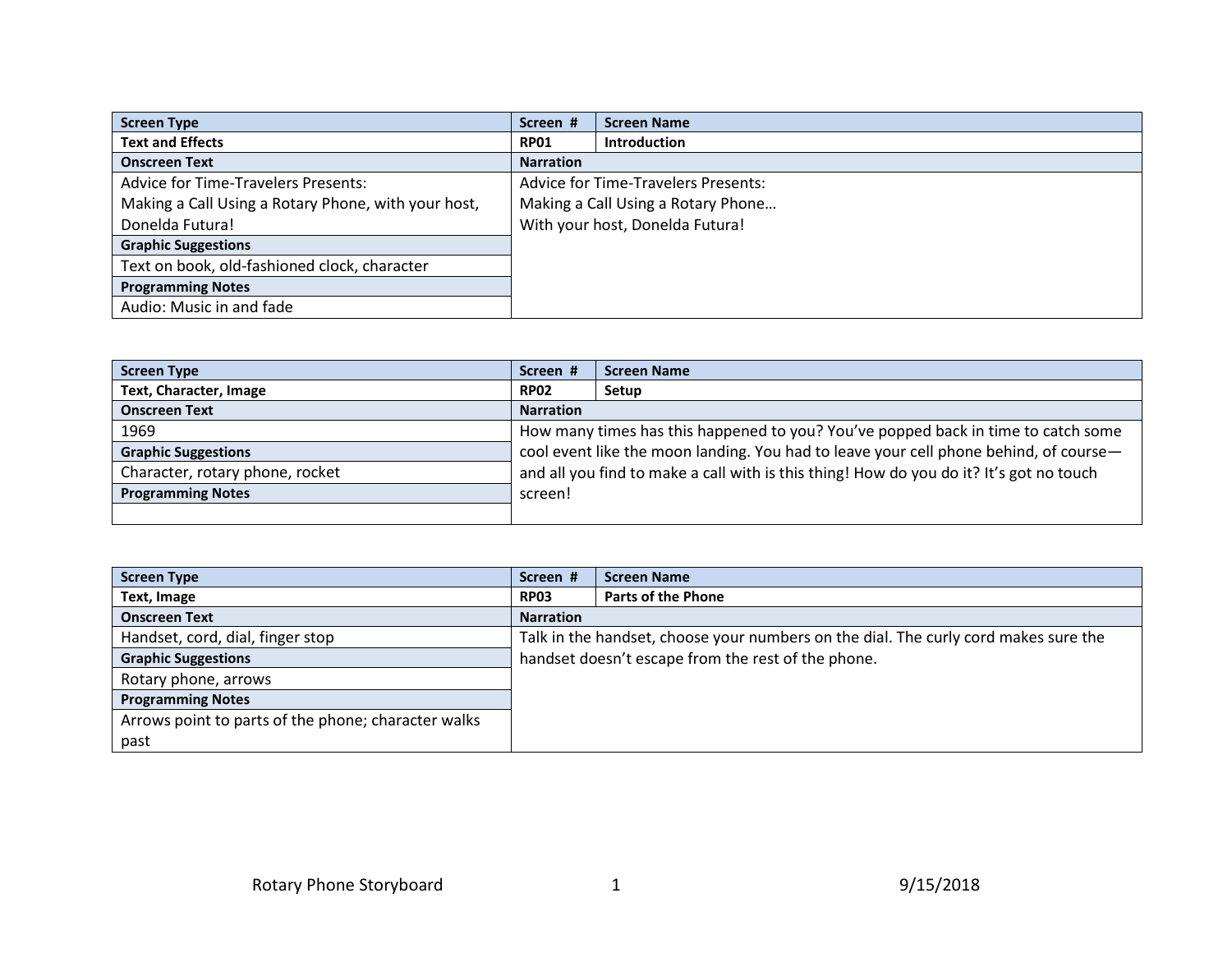| Screen Type | Screen # | Screen Name |
| --- | --- | --- |
| **Text and Effects** | **RP01** | **Introduction** |
| **Onscreen Text** | **Narration** | |
| Advice for Time-Travelers Presents: Making a Call Using a Rotary Phone, with your host, Donelda Futura! | Advice for Time-Travelers Presents: Making a Call Using a Rotary Phone… With your host, Donelda Futura! | |
| **Graphic Suggestions** | | |
| Text on book, old-fashioned clock, character | | |
| **Programming Notes** | | |
| Audio: Music in and fade | | |

| Screen Type | Screen # | Screen Name |
| --- | --- | --- |
| **Text, Character, Image** | **RP02** | **Setup** |
| **Onscreen Text** | **Narration** | |
| 1969 | How many times has this happened to you? You've popped back in time to catch some cool event like the moon landing. You had to leave your cell phone behind, of course—and all you find to make a call with is this thing! How do you do it? It's got no touch screen! | |
| **Graphic Suggestions** | | |
| Character, rotary phone, rocket | | |
| **Programming Notes** | | |
| | | |

| Screen Type | Screen # | Screen Name |
| --- | --- | --- |
| **Text, Image** | **RP03** | **Parts of the Phone** |
| **Onscreen Text** | **Narration** | |
| Handset, cord, dial, finger stop | Talk in the handset, choose your numbers on the dial. The curly cord makes sure the handset doesn't escape from the rest of the phone. | |
| **Graphic Suggestions** | | |
| Rotary phone, arrows | | |
| **Programming Notes** | | |
| Arrows point to parts of the phone; character walks past | | |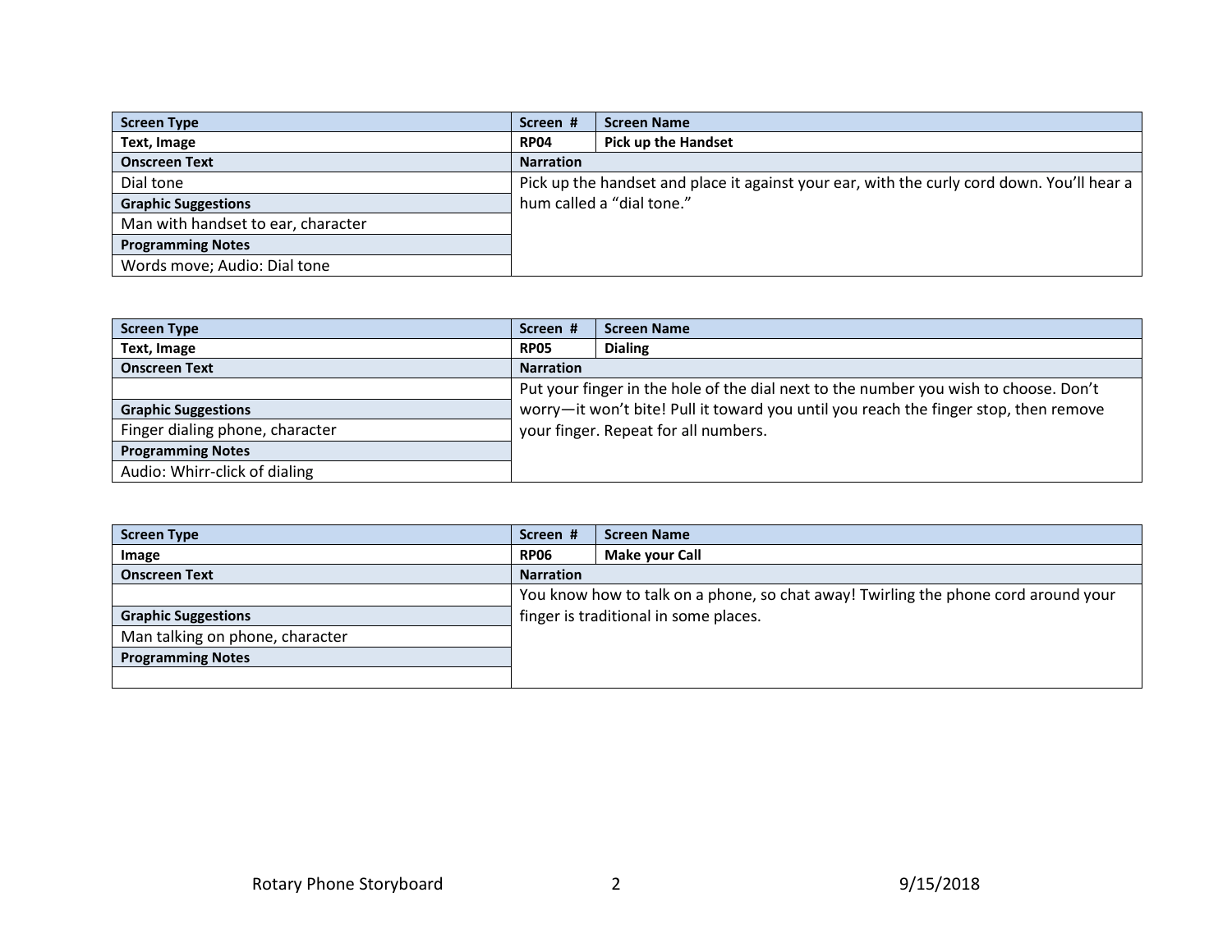| Screen Type | Screen # | Screen Name |
| --- | --- | --- |
| **Text, Image** | **RP04** | **Pick up the Handset** |
| **Onscreen Text** | **Narration** | |
| Dial tone | Pick up the handset and place it against your ear, with the curly cord down. You'll hear a hum called a "dial tone." | |
| **Graphic Suggestions** | | |
| Man with handset to ear, character | | |
| **Programming Notes** | | |
| Words move; Audio: Dial tone | | |

| Screen Type | Screen # | Screen Name |
| --- | --- | --- |
| **Text, Image** | **RP05** | **Dialing** |
| **Onscreen Text** | **Narration** | |
| | Put your finger in the hole of the dial next to the number you wish to choose. Don't worry—it won't bite! Pull it toward you until you reach the finger stop, then remove your finger. Repeat for all numbers. | |
| **Graphic Suggestions** | | |
| Finger dialing phone, character | | |
| **Programming Notes** | | |
| Audio: Whirr-click of dialing | | |

| Screen Type | Screen # | Screen Name |
| --- | --- | --- |
| **Image** | **RP06** | **Make your Call** |
| **Onscreen Text** | **Narration** | |
| | You know how to talk on a phone, so chat away! Twirling the phone cord around your finger is traditional in some places. | |
| **Graphic Suggestions** | | |
| Man talking on phone, character | | |
| **Programming Notes** | | |
| | | |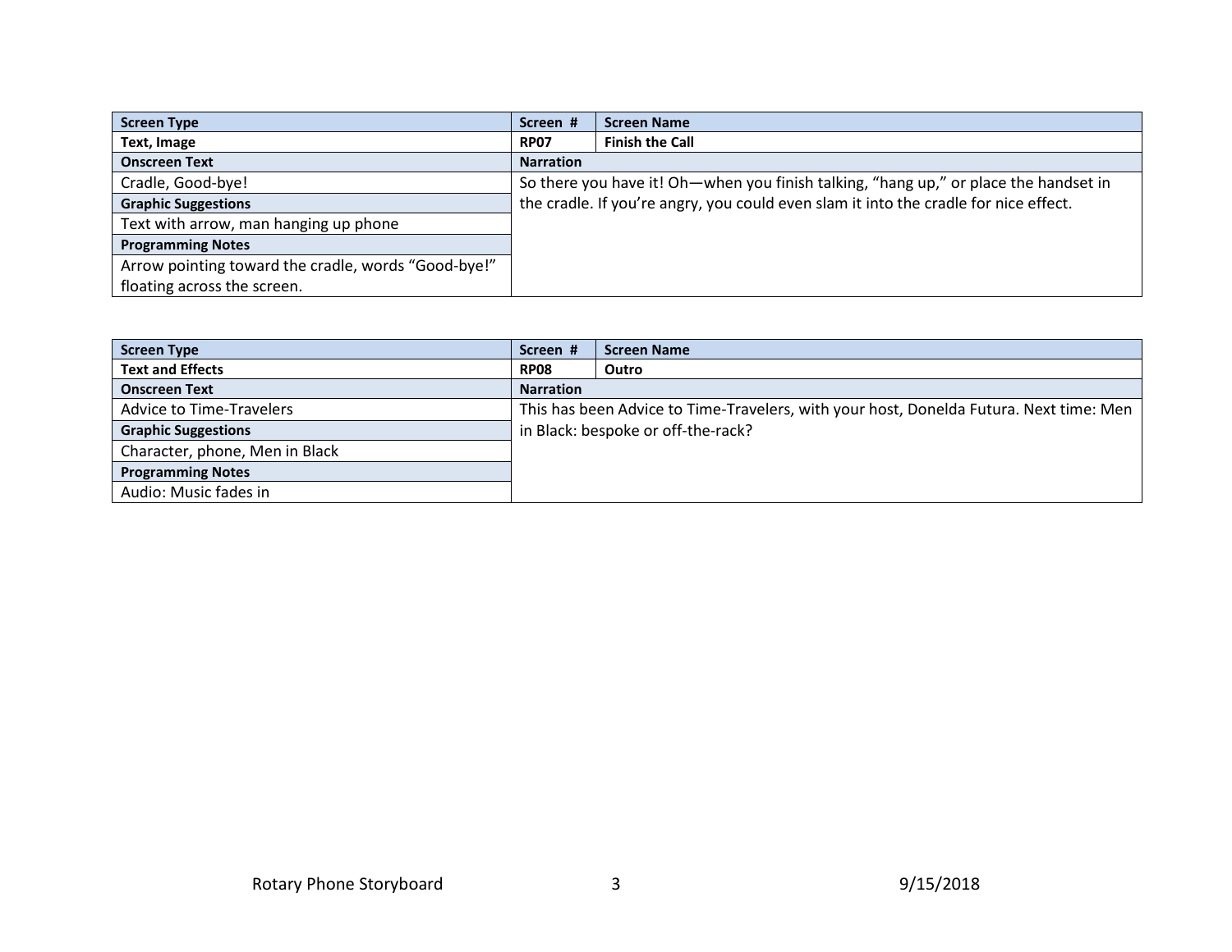| Screen Type | | Screen # | Screen Name |
|---|---|---|---|
| **Text, Image** | | **RP07** | **Finish the Call** |
| **Onscreen Text** | **Narration** | | |
| Cradle, Good-bye! | So there you have it! Oh—when you finish talking, “hang up,” or place the handset in the cradle. If you’re angry, you could even slam it into the cradle for nice effect. | | |
| **Graphic Suggestions** | | | |
| Text with arrow, man hanging up phone | | | |
| **Programming Notes** | | | |
| Arrow pointing toward the cradle, words “Good-bye!” floating across the screen. | | | |

| Screen Type | | Screen # | Screen Name |
|---|---|---|---|
| **Text and Effects** | | **RP08** | **Outro** |
| **Onscreen Text** | **Narration** | | |
| Advice to Time-Travelers | This has been Advice to Time-Travelers, with your host, Donelda Futura. Next time: Men in Black: bespoke or off-the-rack? | | |
| **Graphic Suggestions** | | | |
| Character, phone, Men in Black | | | |
| **Programming Notes** | | | |
| Audio: Music fades in | | | |